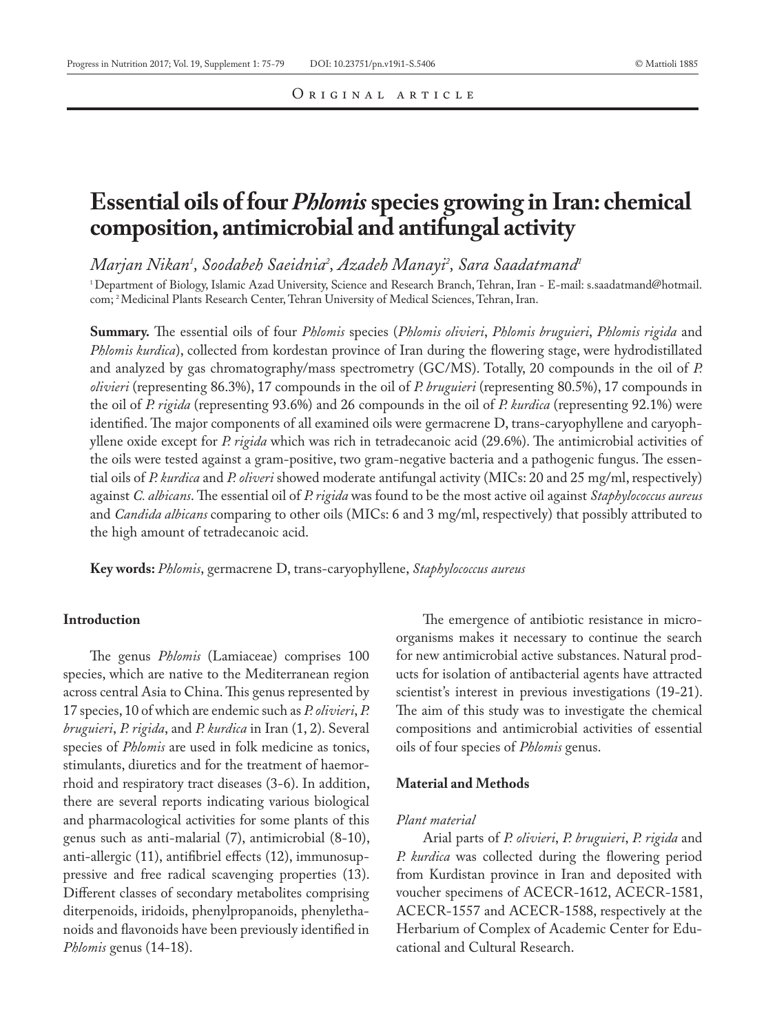Original article

# Essential oils of four *Phlomis* species growing in Iran: chemical composition, antimicrobial and antifungal activity

*Marjan Nikan*[1], *Soodabeh Saeidnia*[2], *Azadeh Manayi*[2], *Sara Saadatmand*[1]

[1] Department of Biology, Islamic Azad University, Science and Research Branch, Tehran, Iran - E-mail: s.saadatmand@hotmail.com; [2] Medicinal Plants Research Center, Tehran University of Medical Sciences, Tehran, Iran.

**Summary.** The essential oils of four *Phlomis* species (*Phlomis olivieri*, *Phlomis bruguieri*, *Phlomis rigida* and *Phlomis kurdica*), collected from kordestan province of Iran during the flowering stage, were hydrodistillated and analyzed by gas chromatography/mass spectrometry (GC/MS). Totally, 20 compounds in the oil of *P. olivieri* (representing 86.3%), 17 compounds in the oil of *P. bruguieri* (representing 80.5%), 17 compounds in the oil of *P. rigida* (representing 93.6%) and 26 compounds in the oil of *P. kurdica* (representing 92.1%) were identified. The major components of all examined oils were germacrene D, trans-caryophyllene and caryophyllene oxide except for *P. rigida* which was rich in tetradecanoic acid (29.6%). The antimicrobial activities of the oils were tested against a gram-positive, two gram-negative bacteria and a pathogenic fungus. The essential oils of *P. kurdica* and *P. oliveri* showed moderate antifungal activity (MICs: 20 and 25 mg/ml, respectively) against *C. albicans*. The essential oil of *P. rigida* was found to be the most active oil against *Staphylococcus aureus* and *Candida albicans* comparing to other oils (MICs: 6 and 3 mg/ml, respectively) that possibly attributed to the high amount of tetradecanoic acid.

**Key words:** *Phlomis*, germacrene D, trans-caryophyllene, *Staphylococcus aureus*

## Introduction

The genus *Phlomis* (Lamiaceae) comprises 100 species, which are native to the Mediterranean region across central Asia to China. This genus represented by 17 species, 10 of which are endemic such as *P. olivieri*, *P. bruguieri*, *P. rigida*, and *P. kurdica* in Iran (1, 2). Several species of *Phlomis* are used in folk medicine as tonics, stimulants, diuretics and for the treatment of haemorrhoid and respiratory tract diseases (3-6). In addition, there are several reports indicating various biological and pharmacological activities for some plants of this genus such as anti-malarial (7), antimicrobial (8-10), anti-allergic (11), antifibriel effects (12), immunosuppressive and free radical scavenging properties (13). Different classes of secondary metabolites comprising diterpenoids, iridoids, phenylpropanoids, phenylethanoids and flavonoids have been previously identified in *Phlomis* genus (14-18).

The emergence of antibiotic resistance in microorganisms makes it necessary to continue the search for new antimicrobial active substances. Natural products for isolation of antibacterial agents have attracted scientist's interest in previous investigations (19-21). The aim of this study was to investigate the chemical compositions and antimicrobial activities of essential oils of four species of *Phlomis* genus.

## Material and Methods

### *Plant material*

Arial parts of *P. olivieri*, *P. bruguieri*, *P. rigida* and *P. kurdica* was collected during the flowering period from Kurdistan province in Iran and deposited with voucher specimens of ACECR-1612, ACECR-1581, ACECR-1557 and ACECR-1588, respectively at the Herbarium of Complex of Academic Center for Educational and Cultural Research.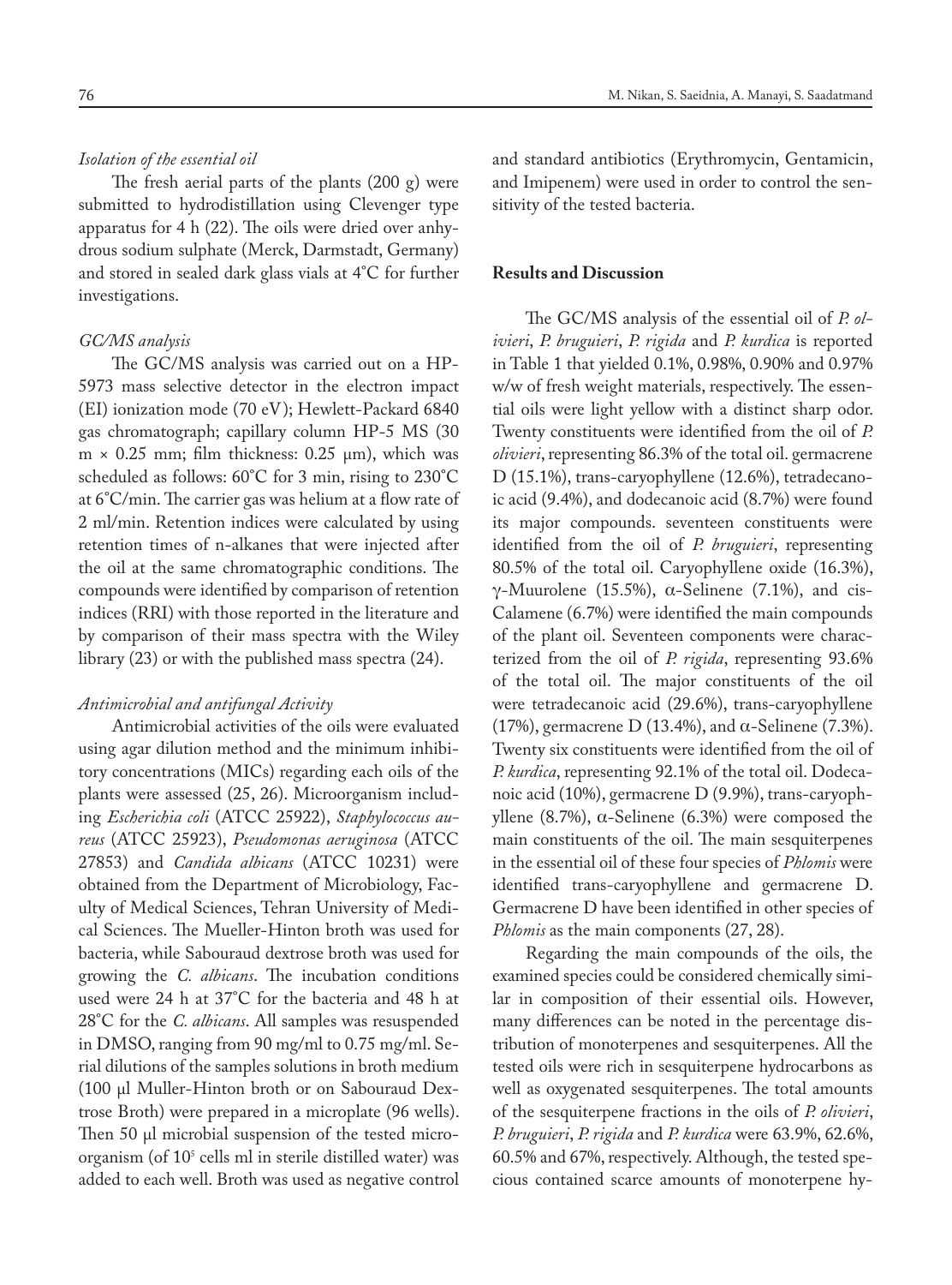*Isolation of the essential oil*

The fresh aerial parts of the plants (200 g) were submitted to hydrodistillation using Clevenger type apparatus for 4 h (22). The oils were dried over anhydrous sodium sulphate (Merck, Darmstadt, Germany) and stored in sealed dark glass vials at 4°C for further investigations.

*GC/MS analysis*

The GC/MS analysis was carried out on a HP-5973 mass selective detector in the electron impact (EI) ionization mode (70 eV); Hewlett-Packard 6840 gas chromatograph; capillary column HP-5 MS (30 m × 0.25 mm; film thickness: 0.25 μm), which was scheduled as follows: 60°C for 3 min, rising to 230°C at 6°C/min. The carrier gas was helium at a flow rate of 2 ml/min. Retention indices were calculated by using retention times of n-alkanes that were injected after the oil at the same chromatographic conditions. The compounds were identified by comparison of retention indices (RRI) with those reported in the literature and by comparison of their mass spectra with the Wiley library (23) or with the published mass spectra (24).

*Antimicrobial and antifungal Activity*

Antimicrobial activities of the oils were evaluated using agar dilution method and the minimum inhibitory concentrations (MICs) regarding each oils of the plants were assessed (25, 26). Microorganism including *Escherichia coli* (ATCC 25922), *Staphylococcus aureus* (ATCC 25923), *Pseudomonas aeruginosa* (ATCC 27853) and *Candida albicans* (ATCC 10231) were obtained from the Department of Microbiology, Faculty of Medical Sciences, Tehran University of Medical Sciences. The Mueller-Hinton broth was used for bacteria, while Sabouraud dextrose broth was used for growing the *C. albicans*. The incubation conditions used were 24 h at 37°C for the bacteria and 48 h at 28°C for the *C. albicans*. All samples was resuspended in DMSO, ranging from 90 mg/ml to 0.75 mg/ml. Serial dilutions of the samples solutions in broth medium (100 μl Muller-Hinton broth or on Sabouraud Dextrose Broth) were prepared in a microplate (96 wells). Then 50 μl microbial suspension of the tested microorganism (of $10^5$ cells ml in sterile distilled water) was added to each well. Broth was used as negative control and standard antibiotics (Erythromycin, Gentamicin, and Imipenem) were used in order to control the sensitivity of the tested bacteria.

**Results and Discussion**

The GC/MS analysis of the essential oil of *P. olivieri*, *P. bruguieri*, *P. rigida* and *P. kurdica* is reported in Table 1 that yielded 0.1%, 0.98%, 0.90% and 0.97% w/w of fresh weight materials, respectively. The essential oils were light yellow with a distinct sharp odor. Twenty constituents were identified from the oil of *P. olivieri*, representing 86.3% of the total oil. germacrene D (15.1%), trans-caryophyllene (12.6%), tetradecanoic acid (9.4%), and dodecanoic acid (8.7%) were found its major compounds. seventeen constituents were identified from the oil of *P. bruguieri*, representing 80.5% of the total oil. Caryophyllene oxide (16.3%), γ-Muurolene (15.5%), α-Selinene (7.1%), and cis-Calamene (6.7%) were identified the main compounds of the plant oil. Seventeen components were characterized from the oil of *P. rigida*, representing 93.6% of the total oil. The major constituents of the oil were tetradecanoic acid (29.6%), trans-caryophyllene (17%), germacrene D (13.4%), and α-Selinene (7.3%). Twenty six constituents were identified from the oil of *P. kurdica*, representing 92.1% of the total oil. Dodecanoic acid (10%), germacrene D (9.9%), trans-caryophyllene (8.7%), α-Selinene (6.3%) were composed the main constituents of the oil. The main sesquiterpenes in the essential oil of these four species of *Phlomis* were identified trans-caryophyllene and germacrene D. Germacrene D have been identified in other species of *Phlomis* as the main components (27, 28).

Regarding the main compounds of the oils, the examined species could be considered chemically similar in composition of their essential oils. However, many differences can be noted in the percentage distribution of monoterpenes and sesquiterpenes. All the tested oils were rich in sesquiterpene hydrocarbons as well as oxygenated sesquiterpenes. The total amounts of the sesquiterpene fractions in the oils of *P. olivieri*, *P. bruguieri*, *P. rigida* and *P. kurdica* were 63.9%, 62.6%, 60.5% and 67%, respectively. Although, the tested specious contained scarce amounts of monoterpene hy-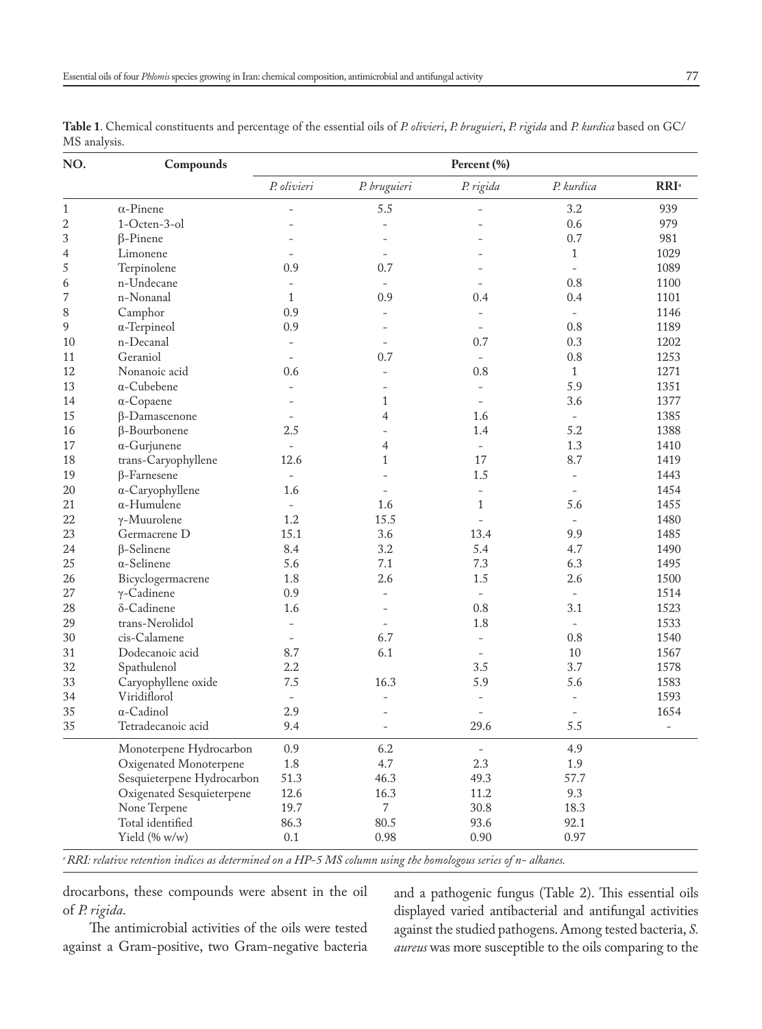**Table 1**. Chemical constituents and percentage of the essential oils of *P. olivieri*, *P. bruguieri*, *P. rigida* and *P. kurdica* based on GC/MS analysis.

| NO. | Compounds | Percent (%) | | | | |
|---|---|---|---|---|---|---|
| | | *P. olivieri* | *P. bruguieri* | *P. rigida* | *P. kurdica* | RRI[a] |
| 1 | α-Pinene | - | 5.5 | - | 3.2 | 939 |
| 2 | 1-Octen-3-ol | - | - | - | 0.6 | 979 |
| 3 | β-Pinene | - | - | - | 0.7 | 981 |
| 4 | Limonene | - | - | - | 1 | 1029 |
| 5 | Terpinolene | 0.9 | 0.7 | - | - | 1089 |
| 6 | n-Undecane | - | - | - | 0.8 | 1100 |
| 7 | n-Nonanal | 1 | 0.9 | 0.4 | 0.4 | 1101 |
| 8 | Camphor | 0.9 | - | - | - | 1146 |
| 9 | α-Terpineol | 0.9 | - | - | 0.8 | 1189 |
| 10 | n-Decanal | - | - | 0.7 | 0.3 | 1202 |
| 11 | Geraniol | - | 0.7 | - | 0.8 | 1253 |
| 12 | Nonanoic acid | 0.6 | - | 0.8 | 1 | 1271 |
| 13 | α-Cubebene | - | - | - | 5.9 | 1351 |
| 14 | α-Copaene | - | 1 | - | 3.6 | 1377 |
| 15 | β-Damascenone | - | 4 | 1.6 | - | 1385 |
| 16 | β-Bourbonene | 2.5 | - | 1.4 | 5.2 | 1388 |
| 17 | α-Gurjunene | - | 4 | - | 1.3 | 1410 |
| 18 | trans-Caryophyllene | 12.6 | 1 | 17 | 8.7 | 1419 |
| 19 | β-Farnesene | - | - | 1.5 | - | 1443 |
| 20 | α-Caryophyllene | 1.6 | - | - | - | 1454 |
| 21 | α-Humulene | - | 1.6 | 1 | 5.6 | 1455 |
| 22 | γ-Muurolene | 1.2 | 15.5 | - | - | 1480 |
| 23 | Germacrene D | 15.1 | 3.6 | 13.4 | 9.9 | 1485 |
| 24 | β-Selinene | 8.4 | 3.2 | 5.4 | 4.7 | 1490 |
| 25 | α-Selinene | 5.6 | 7.1 | 7.3 | 6.3 | 1495 |
| 26 | Bicyclogermacrene | 1.8 | 2.6 | 1.5 | 2.6 | 1500 |
| 27 | γ-Cadinene | 0.9 | - | - | - | 1514 |
| 28 | δ-Cadinene | 1.6 | - | 0.8 | 3.1 | 1523 |
| 29 | trans-Nerolidol | - | - | 1.8 | - | 1533 |
| 30 | cis-Calamene | - | 6.7 | - | 0.8 | 1540 |
| 31 | Dodecanoic acid | 8.7 | 6.1 | - | 10 | 1567 |
| 32 | Spathulenol | 2.2 | | 3.5 | 3.7 | 1578 |
| 33 | Caryophyllene oxide | 7.5 | 16.3 | 5.9 | 5.6 | 1583 |
| 34 | Viridiflorol | - | - | - | - | 1593 |
| 35 | α-Cadinol | 2.9 | - | - | - | 1654 |
| 35 | Tetradecanoic acid | 9.4 | - | 29.6 | 5.5 | - |
| | Monoterpene Hydrocarbon | 0.9 | 6.2 | - | 4.9 | |
| | Oxigenated Monoterpene | 1.8 | 4.7 | 2.3 | 1.9 | |
| | Sesquieterpene Hydrocarbon | 51.3 | 46.3 | 49.3 | 57.7 | |
| | Oxigenated Sesquieterpene | 12.6 | 16.3 | 11.2 | 9.3 | |
| | None Terpene | 19.7 | 7 | 30.8 | 18.3 | |
| | Total identified | 86.3 | 80.5 | 93.6 | 92.1 | |
| | Yield (% w/w) | 0.1 | 0.98 | 0.90 | 0.97 | |

[a] *RRI: relative retention indices as determined on a HP-5 MS column using the homologous series of n- alkanes.*

drocarbons, these compounds were absent in the oil of *P. rigida*.

The antimicrobial activities of the oils were tested against a Gram-positive, two Gram-negative bacteria and a pathogenic fungus (Table 2). This essential oils displayed varied antibacterial and antifungal activities against the studied pathogens. Among tested bacteria, *S. aureus* was more susceptible to the oils comparing to the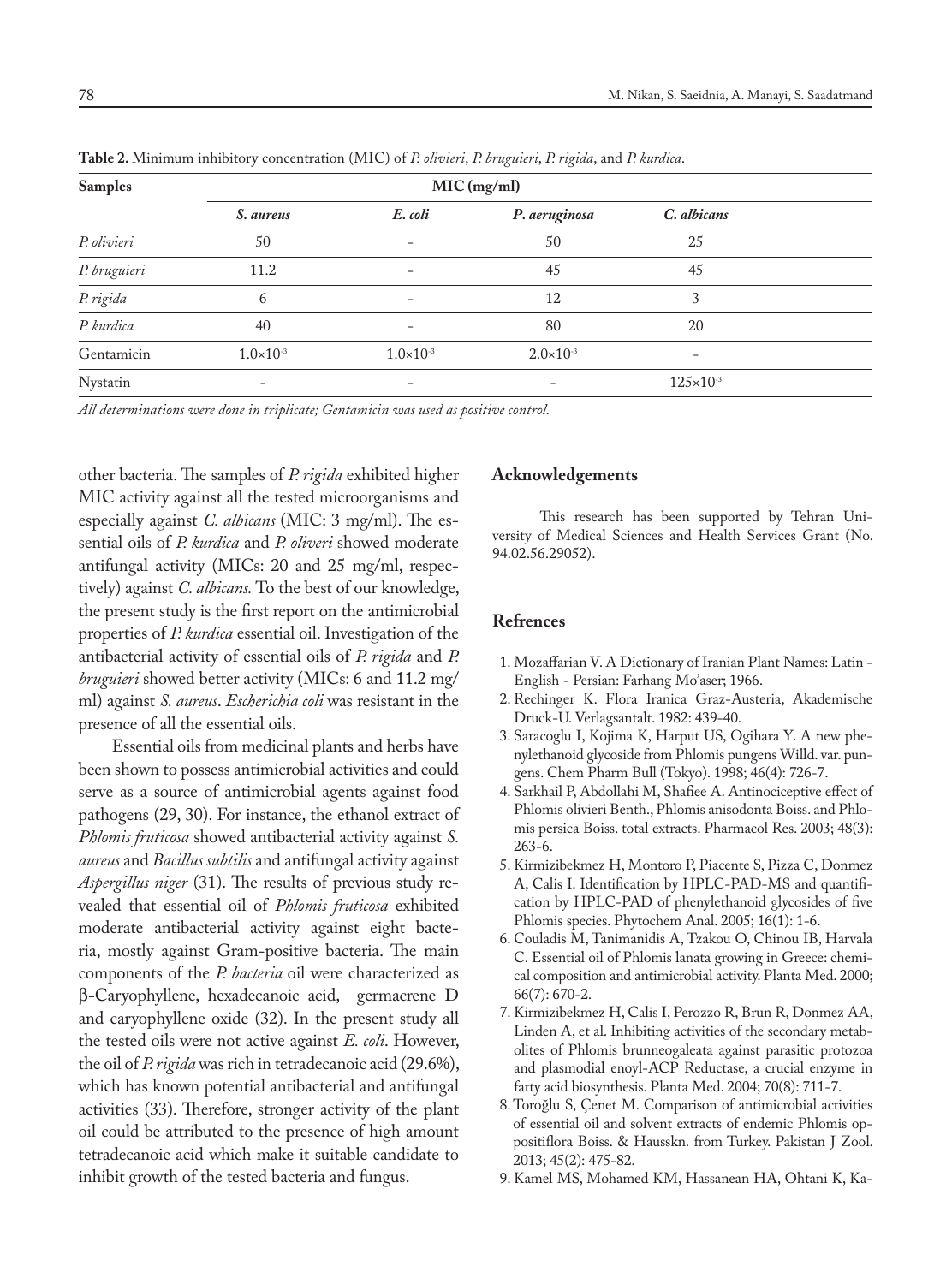**Table 2.** Minimum inhibitory concentration (MIC) of *P. olivieri*, *P. bruguieri*, *P. rigida*, and *P. kurdica*.

| Samples | MIC (mg/ml) | | | |
|---|---|---|---|---|
| | *S. aureus* | *E. coli* | *P. aeruginosa* | *C. albicans* |
| *P. olivieri* | 50 | - | 50 | 25 |
| *P. bruguieri* | 11.2 | - | 45 | 45 |
| *P. rigida* | 6 | - | 12 | 3 |
| *P. kurdica* | 40 | - | 80 | 20 |
| Gentamicin | $1.0\times10^{-3}$ | $1.0\times10^{-3}$ | $2.0\times10^{-3}$ | - |
| Nystatin | - | - | - | $125\times10^{-3}$ |

*All determinations were done in triplicate; Gentamicin was used as positive control.*

other bacteria. The samples of *P. rigida* exhibited higher MIC activity against all the tested microorganisms and especially against *C. albicans* (MIC: 3 mg/ml). The essential oils of *P. kurdica* and *P. oliveri* showed moderate antifungal activity (MICs: 20 and 25 mg/ml, respectively) against *C. albicans.* To the best of our knowledge, the present study is the first report on the antimicrobial properties of *P. kurdica* essential oil. Investigation of the antibacterial activity of essential oils of *P. rigida* and *P. bruguieri* showed better activity (MICs: 6 and 11.2 mg/ml) against *S. aureus*. *Escherichia coli* was resistant in the presence of all the essential oils.

Essential oils from medicinal plants and herbs have been shown to possess antimicrobial activities and could serve as a source of antimicrobial agents against food pathogens (29, 30). For instance, the ethanol extract of *Phlomis fruticosa* showed antibacterial activity against *S. aureus* and *Bacillus subtilis* and antifungal activity against *Aspergillus niger* (31). The results of previous study revealed that essential oil of *Phlomis fruticosa* exhibited moderate antibacterial activity against eight bacteria, mostly against Gram-positive bacteria. The main components of the *P. bacteria* oil were characterized as β-Caryophyllene, hexadecanoic acid, germacrene D and caryophyllene oxide (32). In the present study all the tested oils were not active against *E. coli*. However, the oil of *P. rigida* was rich in tetradecanoic acid (29.6%), which has known potential antibacterial and antifungal activities (33). Therefore, stronger activity of the plant oil could be attributed to the presence of high amount tetradecanoic acid which make it suitable candidate to inhibit growth of the tested bacteria and fungus.

## Acknowledgements

This research has been supported by Tehran University of Medical Sciences and Health Services Grant (No. 94.02.56.29052).

## Refrences

1. Mozaffarian V. A Dictionary of Iranian Plant Names: Latin - English - Persian: Farhang Mo'aser; 1966.
2. Rechinger K. Flora Iranica Graz-Austeria, Akademische Druck-U. Verlagsantalt. 1982: 439-40.
3. Saracoglu I, Kojima K, Harput US, Ogihara Y. A new phenylethanoid glycoside from Phlomis pungens Willd. var. pungens. Chem Pharm Bull (Tokyo). 1998; 46(4): 726-7.
4. Sarkhail P, Abdollahi M, Shafiee A. Antinociceptive effect of Phlomis olivieri Benth., Phlomis anisodonta Boiss. and Phlomis persica Boiss. total extracts. Pharmacol Res. 2003; 48(3): 263-6.
5. Kirmizibekmez H, Montoro P, Piacente S, Pizza C, Donmez A, Calis I. Identification by HPLC-PAD-MS and quantification by HPLC-PAD of phenylethanoid glycosides of five Phlomis species. Phytochem Anal. 2005; 16(1): 1-6.
6. Couladis M, Tanimanidis A, Tzakou O, Chinou IB, Harvala C. Essential oil of Phlomis lanata growing in Greece: chemical composition and antimicrobial activity. Planta Med. 2000; 66(7): 670-2.
7. Kirmizibekmez H, Calis I, Perozzo R, Brun R, Donmez AA, Linden A, et al. Inhibiting activities of the secondary metabolites of Phlomis brunneogaleata against parasitic protozoa and plasmodial enoyl-ACP Reductase, a crucial enzyme in fatty acid biosynthesis. Planta Med. 2004; 70(8): 711-7.
8. Toroğlu S, Çenet M. Comparison of antimicrobial activities of essential oil and solvent extracts of endemic Phlomis oppositiflora Boiss. & Hausskn. from Turkey. Pakistan J Zool. 2013; 45(2): 475-82.
9. Kamel MS, Mohamed KM, Hassanean HA, Ohtani K, Ka-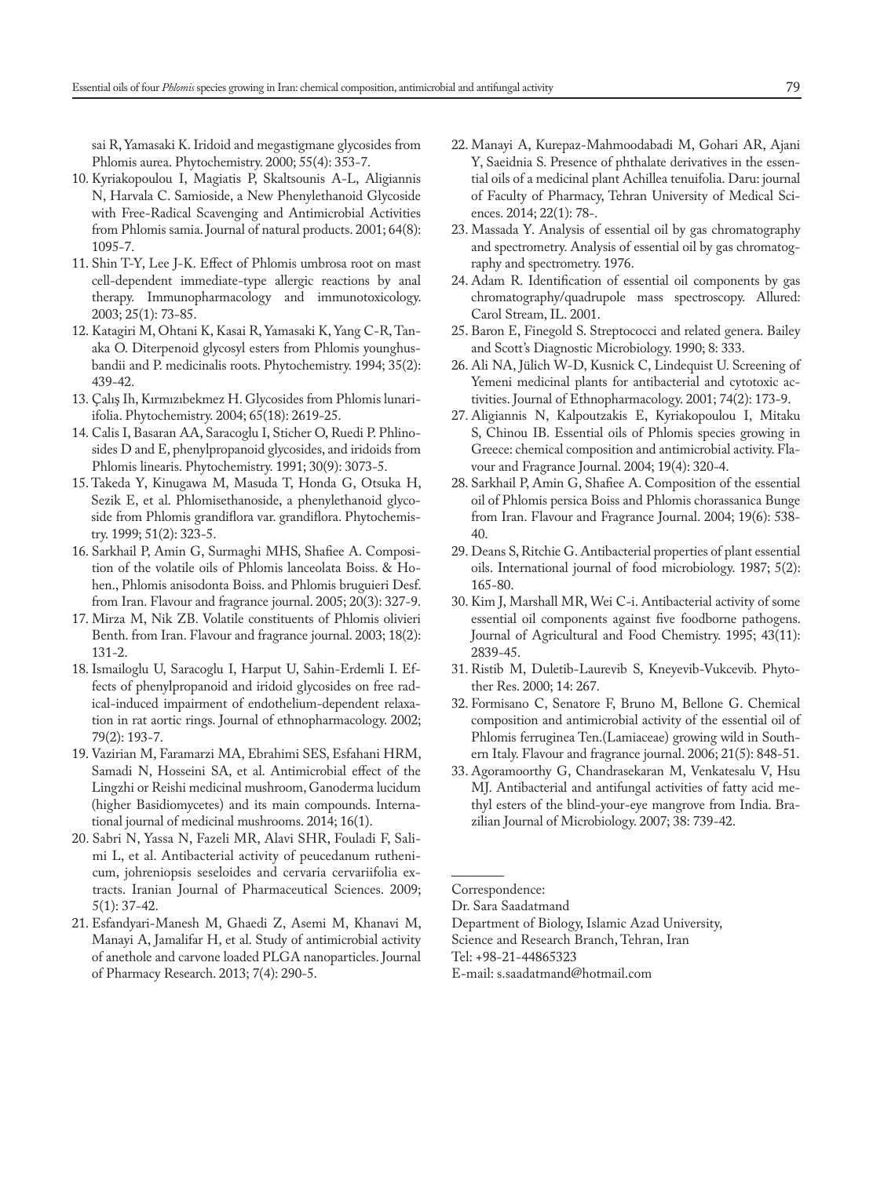sai R, Yamasaki K. Iridoid and megastigmane glycosides from Phlomis aurea. Phytochemistry. 2000; 55(4): 353-7.

10. Kyriakopoulou I, Magiatis P, Skaltsounis A-L, Aligiannis N, Harvala C. Samioside, a New Phenylethanoid Glycoside with Free-Radical Scavenging and Antimicrobial Activities from Phlomis samia. Journal of natural products. 2001; 64(8): 1095-7.
11. Shin T-Y, Lee J-K. Effect of Phlomis umbrosa root on mast cell-dependent immediate-type allergic reactions by anal therapy. Immunopharmacology and immunotoxicology. 2003; 25(1): 73-85.
12. Katagiri M, Ohtani K, Kasai R, Yamasaki K, Yang C-R, Tanaka O. Diterpenoid glycosyl esters from Phlomis younghusbandii and P. medicinalis roots. Phytochemistry. 1994; 35(2): 439-42.
13. Çalış Ih, Kırmızıbekmez H. Glycosides from Phlomis lunariifolia. Phytochemistry. 2004; 65(18): 2619-25.
14. Calis I, Basaran AA, Saracoglu I, Sticher O, Ruedi P. Phlinosides D and E, phenylpropanoid glycosides, and iridoids from Phlomis linearis. Phytochemistry. 1991; 30(9): 3073-5.
15. Takeda Y, Kinugawa M, Masuda T, Honda G, Otsuka H, Sezik E, et al. Phlomisethanoside, a phenylethanoid glycoside from Phlomis grandiflora var. grandiflora. Phytochemistry. 1999; 51(2): 323-5.
16. Sarkhail P, Amin G, Surmaghi MHS, Shafiee A. Composition of the volatile oils of Phlomis lanceolata Boiss. & Hohen., Phlomis anisodonta Boiss. and Phlomis bruguieri Desf. from Iran. Flavour and fragrance journal. 2005; 20(3): 327-9.
17. Mirza M, Nik ZB. Volatile constituents of Phlomis olivieri Benth. from Iran. Flavour and fragrance journal. 2003; 18(2): 131-2.
18. Ismailoglu U, Saracoglu I, Harput U, Sahin-Erdemli I. Effects of phenylpropanoid and iridoid glycosides on free radical-induced impairment of endothelium-dependent relaxation in rat aortic rings. Journal of ethnopharmacology. 2002; 79(2): 193-7.
19. Vazirian M, Faramarzi MA, Ebrahimi SES, Esfahani HRM, Samadi N, Hosseini SA, et al. Antimicrobial effect of the Lingzhi or Reishi medicinal mushroom, Ganoderma lucidum (higher Basidiomycetes) and its main compounds. International journal of medicinal mushrooms. 2014; 16(1).
20. Sabri N, Yassa N, Fazeli MR, Alavi SHR, Fouladi F, Salimi L, et al. Antibacterial activity of peucedanum ruthenicum, johreniopsis seseloides and cervaria cervariifolia extracts. Iranian Journal of Pharmaceutical Sciences. 2009; 5(1): 37-42.
21. Esfandyari-Manesh M, Ghaedi Z, Asemi M, Khanavi M, Manayi A, Jamalifar H, et al. Study of antimicrobial activity of anethole and carvone loaded PLGA nanoparticles. Journal of Pharmacy Research. 2013; 7(4): 290-5.
22. Manayi A, Kurepaz-Mahmoodabadi M, Gohari AR, Ajani Y, Saeidnia S. Presence of phthalate derivatives in the essential oils of a medicinal plant Achillea tenuifolia. Daru: journal of Faculty of Pharmacy, Tehran University of Medical Sciences. 2014; 22(1): 78-.
23. Massada Y. Analysis of essential oil by gas chromatography and spectrometry. Analysis of essential oil by gas chromatography and spectrometry. 1976.
24. Adam R. Identification of essential oil components by gas chromatography/quadrupole mass spectroscopy. Allured: Carol Stream, IL. 2001.
25. Baron E, Finegold S. Streptococci and related genera. Bailey and Scott's Diagnostic Microbiology. 1990; 8: 333.
26. Ali NA, Jülich W-D, Kusnick C, Lindequist U. Screening of Yemeni medicinal plants for antibacterial and cytotoxic activities. Journal of Ethnopharmacology. 2001; 74(2): 173-9.
27. Aligiannis N, Kalpoutzakis E, Kyriakopoulou I, Mitaku S, Chinou IB. Essential oils of Phlomis species growing in Greece: chemical composition and antimicrobial activity. Flavour and Fragrance Journal. 2004; 19(4): 320-4.
28. Sarkhail P, Amin G, Shafiee A. Composition of the essential oil of Phlomis persica Boiss and Phlomis chorassanica Bunge from Iran. Flavour and Fragrance Journal. 2004; 19(6): 538-40.
29. Deans S, Ritchie G. Antibacterial properties of plant essential oils. International journal of food microbiology. 1987; 5(2): 165-80.
30. Kim J, Marshall MR, Wei C-i. Antibacterial activity of some essential oil components against five foodborne pathogens. Journal of Agricultural and Food Chemistry. 1995; 43(11): 2839-45.
31. Ristib M, Duletib-Laurevib S, Kneyevib-Vukcevib. Phytother Res. 2000; 14: 267.
32. Formisano C, Senatore F, Bruno M, Bellone G. Chemical composition and antimicrobial activity of the essential oil of Phlomis ferruginea Ten.(Lamiaceae) growing wild in Southern Italy. Flavour and fragrance journal. 2006; 21(5): 848-51.
33. Agoramoorthy G, Chandrasekaran M, Venkatesalu V, Hsu MJ. Antibacterial and antifungal activities of fatty acid methyl esters of the blind-your-eye mangrove from India. Brazilian Journal of Microbiology. 2007; 38: 739-42.

Correspondence:
Dr. Sara Saadatmand
Department of Biology, Islamic Azad University,
Science and Research Branch, Tehran, Iran
Tel: +98-21-44865323
E-mail: s.saadatmand@hotmail.com